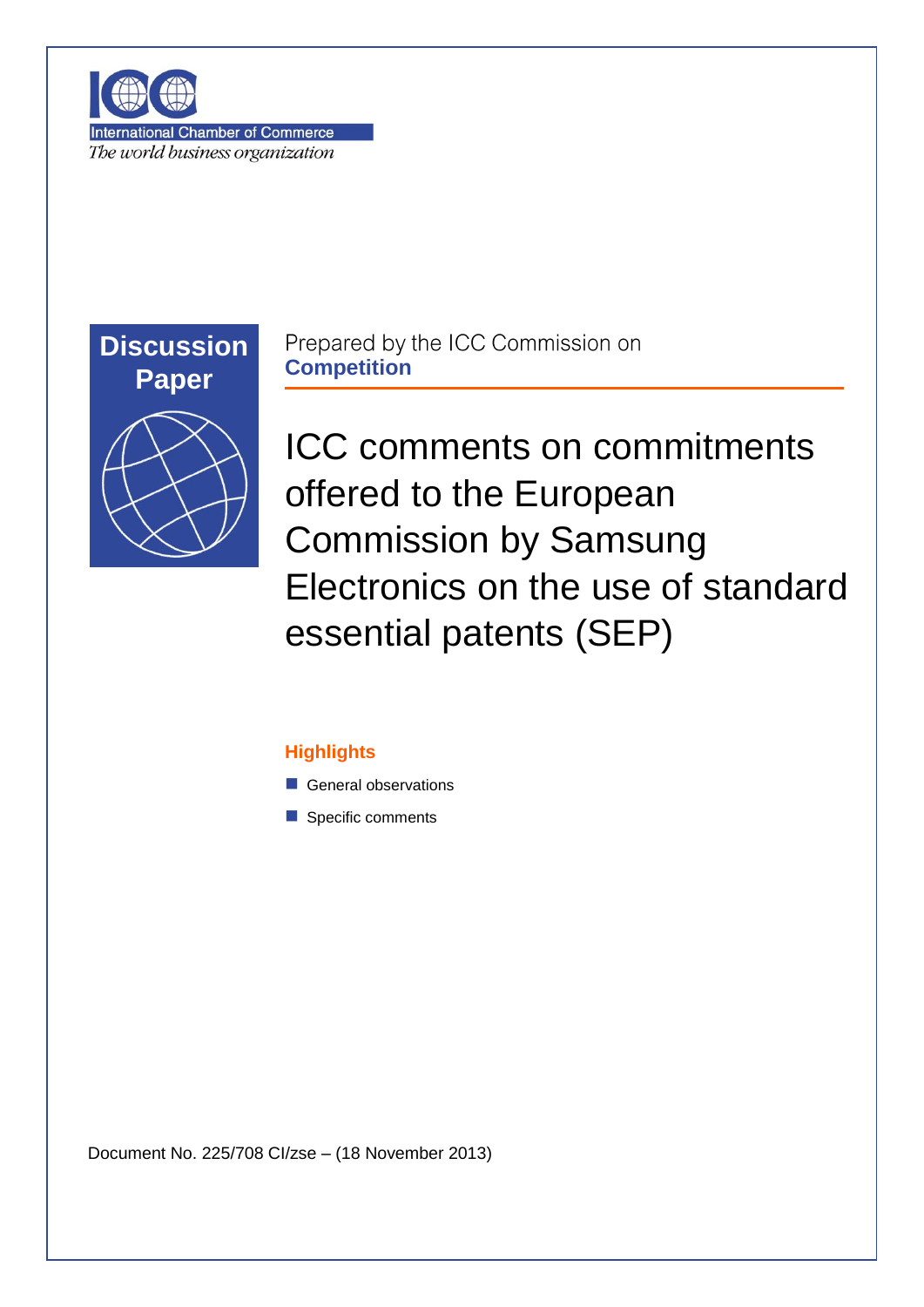International Chamber of Commerce

*The world business organization*

**Discussion Paper**

Prepared by the ICC Commission on **Competition**

# ICC comments on commitments offered to the European Commission by Samsung Electronics on the use of standard essential patents (SEP)

### Highlights

- General observations
- Specific comments

Document No. 225/708 CI/zse – (18 November 2013)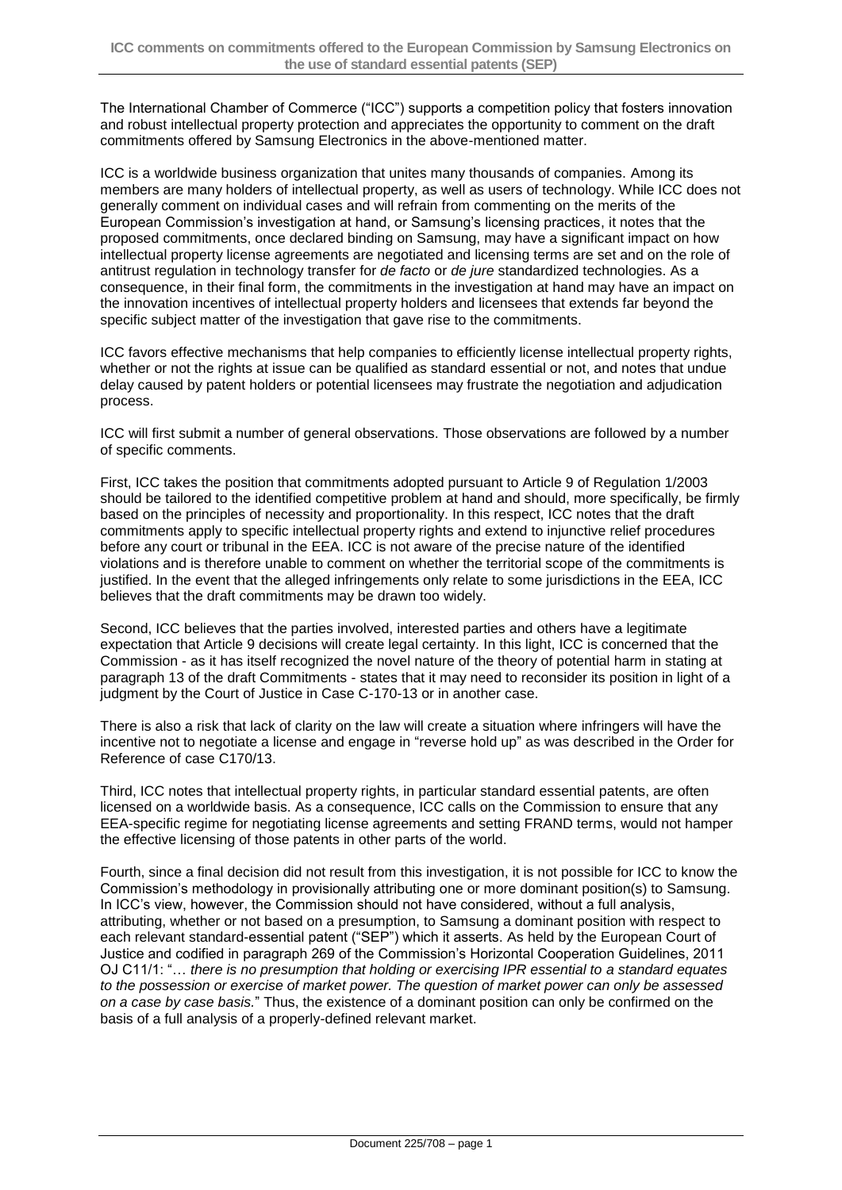The International Chamber of Commerce ("ICC") supports a competition policy that fosters innovation and robust intellectual property protection and appreciates the opportunity to comment on the draft commitments offered by Samsung Electronics in the above-mentioned matter.

ICC is a worldwide business organization that unites many thousands of companies. Among its members are many holders of intellectual property, as well as users of technology. While ICC does not generally comment on individual cases and will refrain from commenting on the merits of the European Commission's investigation at hand, or Samsung's licensing practices, it notes that the proposed commitments, once declared binding on Samsung, may have a significant impact on how intellectual property license agreements are negotiated and licensing terms are set and on the role of antitrust regulation in technology transfer for *de facto* or *de jure* standardized technologies. As a consequence, in their final form, the commitments in the investigation at hand may have an impact on the innovation incentives of intellectual property holders and licensees that extends far beyond the specific subject matter of the investigation that gave rise to the commitments.

ICC favors effective mechanisms that help companies to efficiently license intellectual property rights, whether or not the rights at issue can be qualified as standard essential or not, and notes that undue delay caused by patent holders or potential licensees may frustrate the negotiation and adjudication process.

ICC will first submit a number of general observations. Those observations are followed by a number of specific comments.

First, ICC takes the position that commitments adopted pursuant to Article 9 of Regulation 1/2003 should be tailored to the identified competitive problem at hand and should, more specifically, be firmly based on the principles of necessity and proportionality. In this respect, ICC notes that the draft commitments apply to specific intellectual property rights and extend to injunctive relief procedures before any court or tribunal in the EEA. ICC is not aware of the precise nature of the identified violations and is therefore unable to comment on whether the territorial scope of the commitments is justified. In the event that the alleged infringements only relate to some jurisdictions in the EEA, ICC believes that the draft commitments may be drawn too widely.

Second, ICC believes that the parties involved, interested parties and others have a legitimate expectation that Article 9 decisions will create legal certainty. In this light, ICC is concerned that the Commission - as it has itself recognized the novel nature of the theory of potential harm in stating at paragraph 13 of the draft Commitments - states that it may need to reconsider its position in light of a judgment by the Court of Justice in Case C-170-13 or in another case.

There is also a risk that lack of clarity on the law will create a situation where infringers will have the incentive not to negotiate a license and engage in "reverse hold up" as was described in the Order for Reference of case C170/13.

Third, ICC notes that intellectual property rights, in particular standard essential patents, are often licensed on a worldwide basis. As a consequence, ICC calls on the Commission to ensure that any EEA-specific regime for negotiating license agreements and setting FRAND terms, would not hamper the effective licensing of those patents in other parts of the world.

Fourth, since a final decision did not result from this investigation, it is not possible for ICC to know the Commission's methodology in provisionally attributing one or more dominant position(s) to Samsung. In ICC's view, however, the Commission should not have considered, without a full analysis, attributing, whether or not based on a presumption, to Samsung a dominant position with respect to each relevant standard-essential patent ("SEP") which it asserts. As held by the European Court of Justice and codified in paragraph 269 of the Commission's Horizontal Cooperation Guidelines, 2011 OJ C11/1: "… *there is no presumption that holding or exercising IPR essential to a standard equates to the possession or exercise of market power. The question of market power can only be assessed on a case by case basis.*" Thus, the existence of a dominant position can only be confirmed on the basis of a full analysis of a properly-defined relevant market.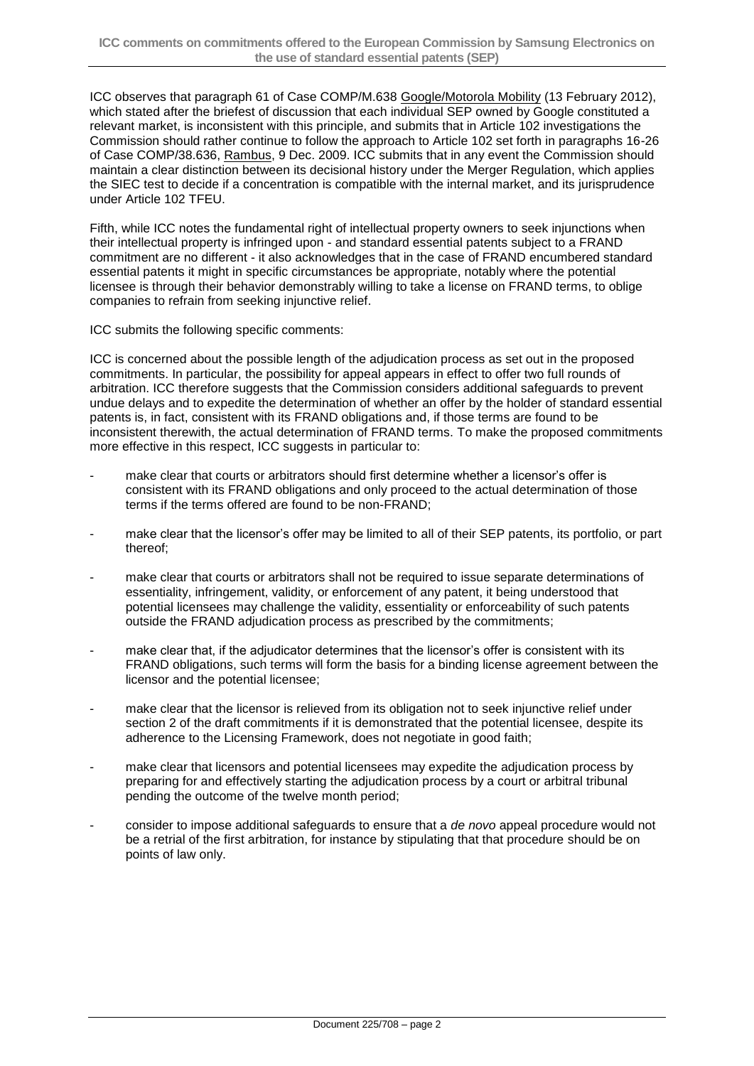ICC observes that paragraph 61 of Case COMP/M.638 Google/Motorola Mobility (13 February 2012), which stated after the briefest of discussion that each individual SEP owned by Google constituted a relevant market, is inconsistent with this principle, and submits that in Article 102 investigations the Commission should rather continue to follow the approach to Article 102 set forth in paragraphs 16-26 of Case COMP/38.636, Rambus, 9 Dec. 2009. ICC submits that in any event the Commission should maintain a clear distinction between its decisional history under the Merger Regulation, which applies the SIEC test to decide if a concentration is compatible with the internal market, and its jurisprudence under Article 102 TFEU.

Fifth, while ICC notes the fundamental right of intellectual property owners to seek injunctions when their intellectual property is infringed upon - and standard essential patents subject to a FRAND commitment are no different - it also acknowledges that in the case of FRAND encumbered standard essential patents it might in specific circumstances be appropriate, notably where the potential licensee is through their behavior demonstrably willing to take a license on FRAND terms, to oblige companies to refrain from seeking injunctive relief.

ICC submits the following specific comments:

ICC is concerned about the possible length of the adjudication process as set out in the proposed commitments. In particular, the possibility for appeal appears in effect to offer two full rounds of arbitration. ICC therefore suggests that the Commission considers additional safeguards to prevent undue delays and to expedite the determination of whether an offer by the holder of standard essential patents is, in fact, consistent with its FRAND obligations and, if those terms are found to be inconsistent therewith, the actual determination of FRAND terms. To make the proposed commitments more effective in this respect, ICC suggests in particular to:

- make clear that courts or arbitrators should first determine whether a licensor's offer is consistent with its FRAND obligations and only proceed to the actual determination of those terms if the terms offered are found to be non-FRAND;
- make clear that the licensor's offer may be limited to all of their SEP patents, its portfolio, or part thereof;
- make clear that courts or arbitrators shall not be required to issue separate determinations of essentiality, infringement, validity, or enforcement of any patent, it being understood that potential licensees may challenge the validity, essentiality or enforceability of such patents outside the FRAND adjudication process as prescribed by the commitments;
- make clear that, if the adjudicator determines that the licensor's offer is consistent with its FRAND obligations, such terms will form the basis for a binding license agreement between the licensor and the potential licensee;
- make clear that the licensor is relieved from its obligation not to seek injunctive relief under section 2 of the draft commitments if it is demonstrated that the potential licensee, despite its adherence to the Licensing Framework, does not negotiate in good faith;
- make clear that licensors and potential licensees may expedite the adjudication process by preparing for and effectively starting the adjudication process by a court or arbitral tribunal pending the outcome of the twelve month period;
- consider to impose additional safeguards to ensure that a *de novo* appeal procedure would not be a retrial of the first arbitration, for instance by stipulating that that procedure should be on points of law only.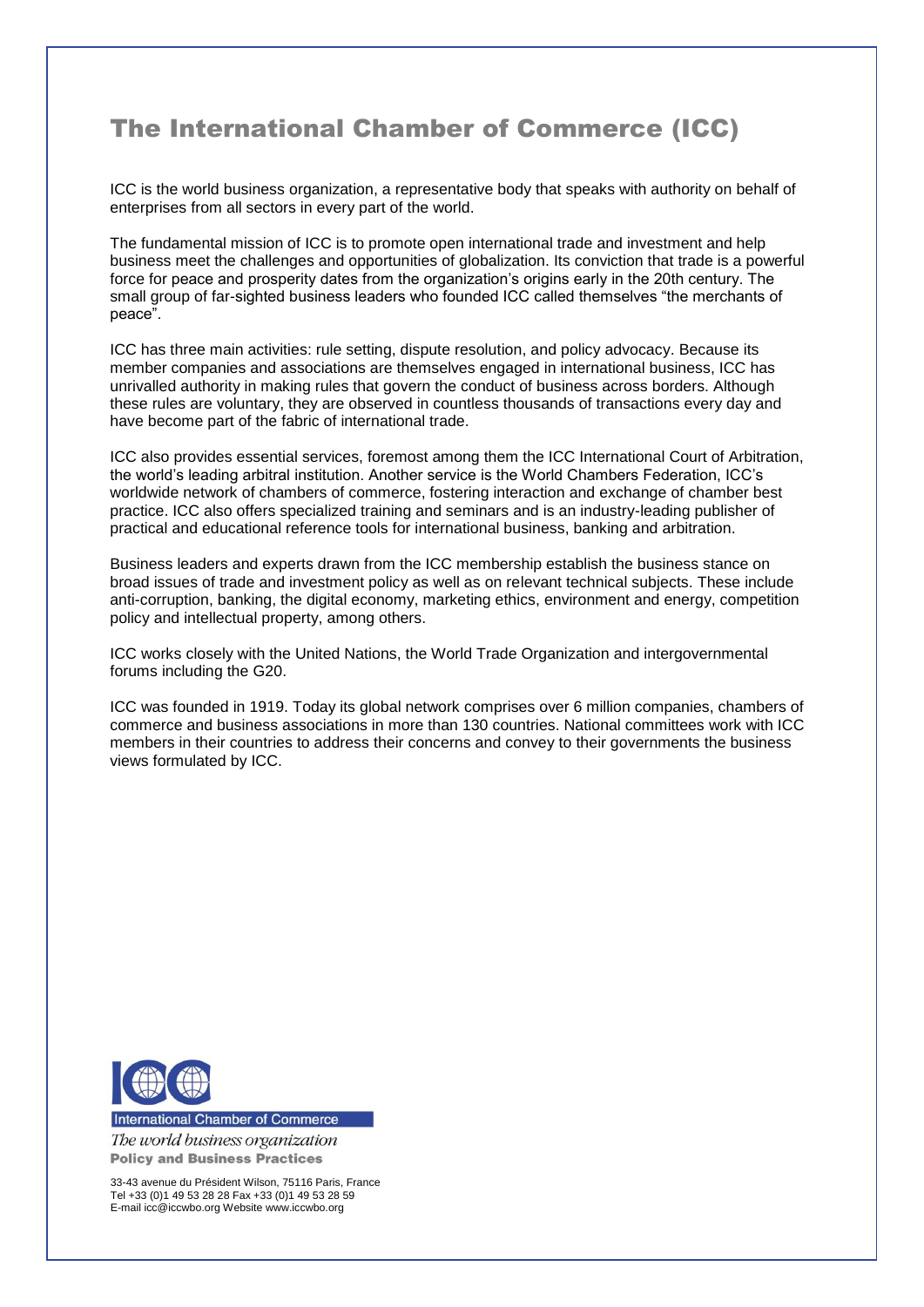# The International Chamber of Commerce (ICC)

ICC is the world business organization, a representative body that speaks with authority on behalf of enterprises from all sectors in every part of the world.

The fundamental mission of ICC is to promote open international trade and investment and help business meet the challenges and opportunities of globalization. Its conviction that trade is a powerful force for peace and prosperity dates from the organization's origins early in the 20th century. The small group of far-sighted business leaders who founded ICC called themselves "the merchants of peace".

ICC has three main activities: rule setting, dispute resolution, and policy advocacy. Because its member companies and associations are themselves engaged in international business, ICC has unrivalled authority in making rules that govern the conduct of business across borders. Although these rules are voluntary, they are observed in countless thousands of transactions every day and have become part of the fabric of international trade.

ICC also provides essential services, foremost among them the ICC International Court of Arbitration, the world's leading arbitral institution. Another service is the World Chambers Federation, ICC's worldwide network of chambers of commerce, fostering interaction and exchange of chamber best practice. ICC also offers specialized training and seminars and is an industry-leading publisher of practical and educational reference tools for international business, banking and arbitration.

Business leaders and experts drawn from the ICC membership establish the business stance on broad issues of trade and investment policy as well as on relevant technical subjects. These include anti-corruption, banking, the digital economy, marketing ethics, environment and energy, competition policy and intellectual property, among others.

ICC works closely with the United Nations, the World Trade Organization and intergovernmental forums including the G20.

ICC was founded in 1919. Today its global network comprises over 6 million companies, chambers of commerce and business associations in more than 130 countries. National committees work with ICC members in their countries to address their concerns and convey to their governments the business views formulated by ICC.

ICC

International Chamber of Commerce

*The world business organization*

**Policy and Business Practices**

33-43 avenue du Président Wilson, 75116 Paris, France
Tel +33 (0)1 49 53 28 28 Fax +33 (0)1 49 53 28 59
E-mail icc@iccwbo.org Website www.iccwbo.org